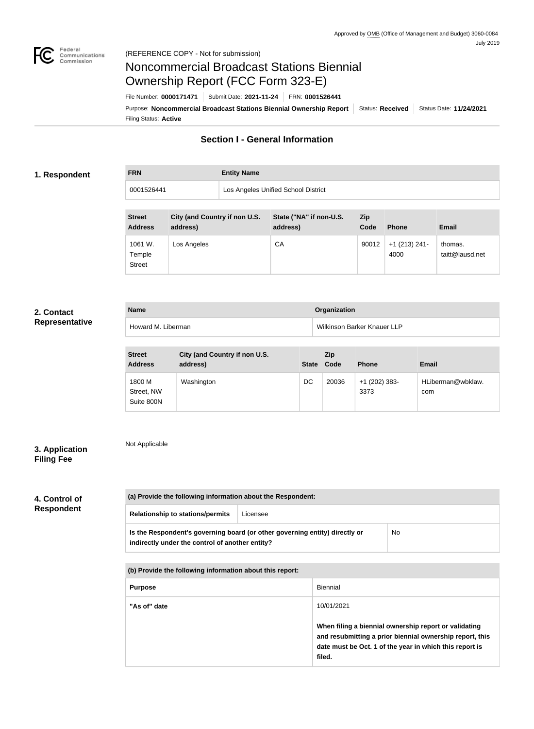Approved by OMB (Office of Management and Budget) 3060-0084
July 2019

Federal Communications Commission

(REFERENCE COPY - Not for submission)

# Noncommercial Broadcast Stations Biennial Ownership Report (FCC Form 323-E)

File Number: **0000171471** | Submit Date: **2021-11-24** | FRN: **0001526441**

Purpose: **Noncommercial Broadcast Stations Biennial Ownership Report** | Status: **Received** | Status Date: **11/24/2021**

Filing Status: **Active**

## Section I - General Information

### 1. Respondent

| FRN | Entity Name |
| --- | --- |
| 0001526441 | Los Angeles Unified School District |

| Street Address | City (and Country if non U.S. address) | State ("NA" if non-U.S. address) | Zip Code | Phone | Email |
| --- | --- | --- | --- | --- | --- |
| 1061 W. Temple Street | Los Angeles | CA | 90012 | +1 (213) 241-4000 | thomas.taitt@lausd.net |

### 2. Contact Representative

| Name | Organization |
| --- | --- |
| Howard M. Liberman | Wilkinson Barker Knauer LLP |

| Street Address | City (and Country if non U.S. address) | State | Zip Code | Phone | Email |
| --- | --- | --- | --- | --- | --- |
| 1800 M Street, NW Suite 800N | Washington | DC | 20036 | +1 (202) 383-3373 | HLiberman@wbklaw.com |

### 3. Application Filing Fee

Not Applicable

### 4. Control of Respondent

| (a) Provide the following information about the Respondent: | |
| --- | --- |
| Relationship to stations/permits | Licensee |
| Is the Respondent's governing board (or other governing entity) directly or indirectly under the control of another entity? | No |

| (b) Provide the following information about this report: | |
| --- | --- |
| Purpose | Biennial |
| "As of" date | 10/01/2021<br><br>**When filing a biennial ownership report or validating and resubmitting a prior biennial ownership report, this date must be Oct. 1 of the year in which this report is filed.** |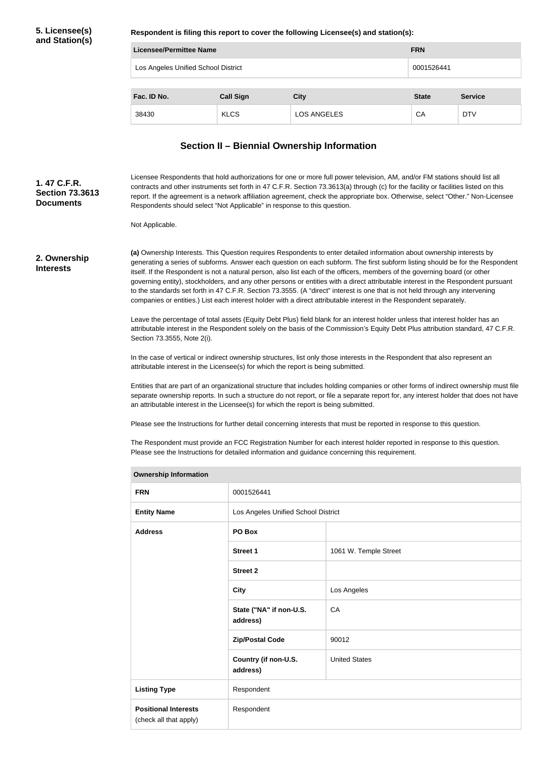**5. Licensee(s) and Station(s)**

**Respondent is filing this report to cover the following Licensee(s) and station(s):**

| Licensee/Permittee Name | FRN |
|---|---|
| Los Angeles Unified School District | 0001526441 |

| Fac. ID No. | Call Sign | City | State | Service |
|---|---|---|---|---|
| 38430 | KLCS | LOS ANGELES | CA | DTV |

## Section II – Biennial Ownership Information

**1. 47 C.F.R. Section 73.3613 Documents**

Licensee Respondents that hold authorizations for one or more full power television, AM, and/or FM stations should list all contracts and other instruments set forth in 47 C.F.R. Section 73.3613(a) through (c) for the facility or facilities listed on this report. If the agreement is a network affiliation agreement, check the appropriate box. Otherwise, select "Other." Non-Licensee Respondents should select "Not Applicable" in response to this question.

Not Applicable.

**2. Ownership Interests**

**(a)** Ownership Interests. This Question requires Respondents to enter detailed information about ownership interests by generating a series of subforms. Answer each question on each subform. The first subform listing should be for the Respondent itself. If the Respondent is not a natural person, also list each of the officers, members of the governing board (or other governing entity), stockholders, and any other persons or entities with a direct attributable interest in the Respondent pursuant to the standards set forth in 47 C.F.R. Section 73.3555. (A "direct" interest is one that is not held through any intervening companies or entities.) List each interest holder with a direct attributable interest in the Respondent separately.

Leave the percentage of total assets (Equity Debt Plus) field blank for an interest holder unless that interest holder has an attributable interest in the Respondent solely on the basis of the Commission's Equity Debt Plus attribution standard, 47 C.F.R. Section 73.3555, Note 2(i).

In the case of vertical or indirect ownership structures, list only those interests in the Respondent that also represent an attributable interest in the Licensee(s) for which the report is being submitted.

Entities that are part of an organizational structure that includes holding companies or other forms of indirect ownership must file separate ownership reports. In such a structure do not report, or file a separate report for, any interest holder that does not have an attributable interest in the Licensee(s) for which the report is being submitted.

Please see the Instructions for further detail concerning interests that must be reported in response to this question.

The Respondent must provide an FCC Registration Number for each interest holder reported in response to this question. Please see the Instructions for detailed information and guidance concerning this requirement.

| Ownership Information | | |
|---|---|---|
| **FRN** | 0001526441 | |
| **Entity Name** | Los Angeles Unified School District | |
| **Address** | **PO Box** | |
| | **Street 1** | 1061 W. Temple Street |
| | **Street 2** | |
| | **City** | Los Angeles |
| | **State ("NA" if non-U.S. address)** | CA |
| | **Zip/Postal Code** | 90012 |
| | **Country (if non-U.S. address)** | United States |
| **Listing Type** | Respondent | |
| **Positional Interests** (check all that apply) | Respondent | |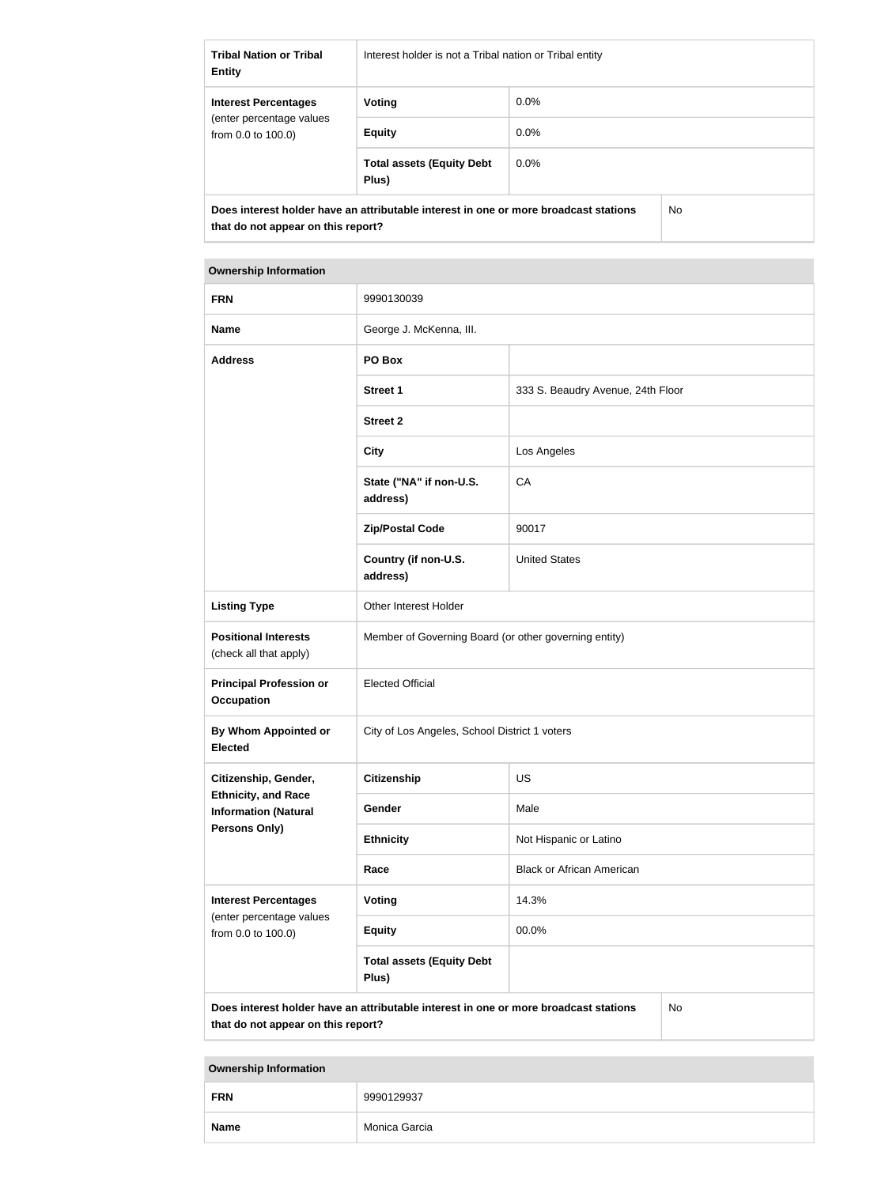| Tribal Nation or Tribal Entity | Interest holder is not a Tribal nation or Tribal entity | |
|---|---|---|
| Interest Percentages (enter percentage values from 0.0 to 100.0) | Voting | 0.0% |
| | Equity | 0.0% |
| | Total assets (Equity Debt Plus) | 0.0% |
| Does interest holder have an attributable interest in one or more broadcast stations that do not appear on this report? | | No |

| Ownership Information | | |
|---|---|---|
| FRN | 9990130039 | |
| Name | George J. McKenna, III. | |
| Address | PO Box | |
| | Street 1 | 333 S. Beaudry Avenue, 24th Floor |
| | Street 2 | |
| | City | Los Angeles |
| | State ("NA" if non-U.S. address) | CA |
| | Zip/Postal Code | 90017 |
| | Country (if non-U.S. address) | United States |
| Listing Type | Other Interest Holder | |
| Positional Interests (check all that apply) | Member of Governing Board (or other governing entity) | |
| Principal Profession or Occupation | Elected Official | |
| By Whom Appointed or Elected | City of Los Angeles, School District 1 voters | |
| Citizenship, Gender, Ethnicity, and Race Information (Natural Persons Only) | Citizenship | US |
| | Gender | Male |
| | Ethnicity | Not Hispanic or Latino |
| | Race | Black or African American |
| Interest Percentages (enter percentage values from 0.0 to 100.0) | Voting | 14.3% |
| | Equity | 00.0% |
| | Total assets (Equity Debt Plus) | |
| Does interest holder have an attributable interest in one or more broadcast stations that do not appear on this report? | | No |

| Ownership Information | |
|---|---|
| FRN | 9990129937 |
| Name | Monica Garcia |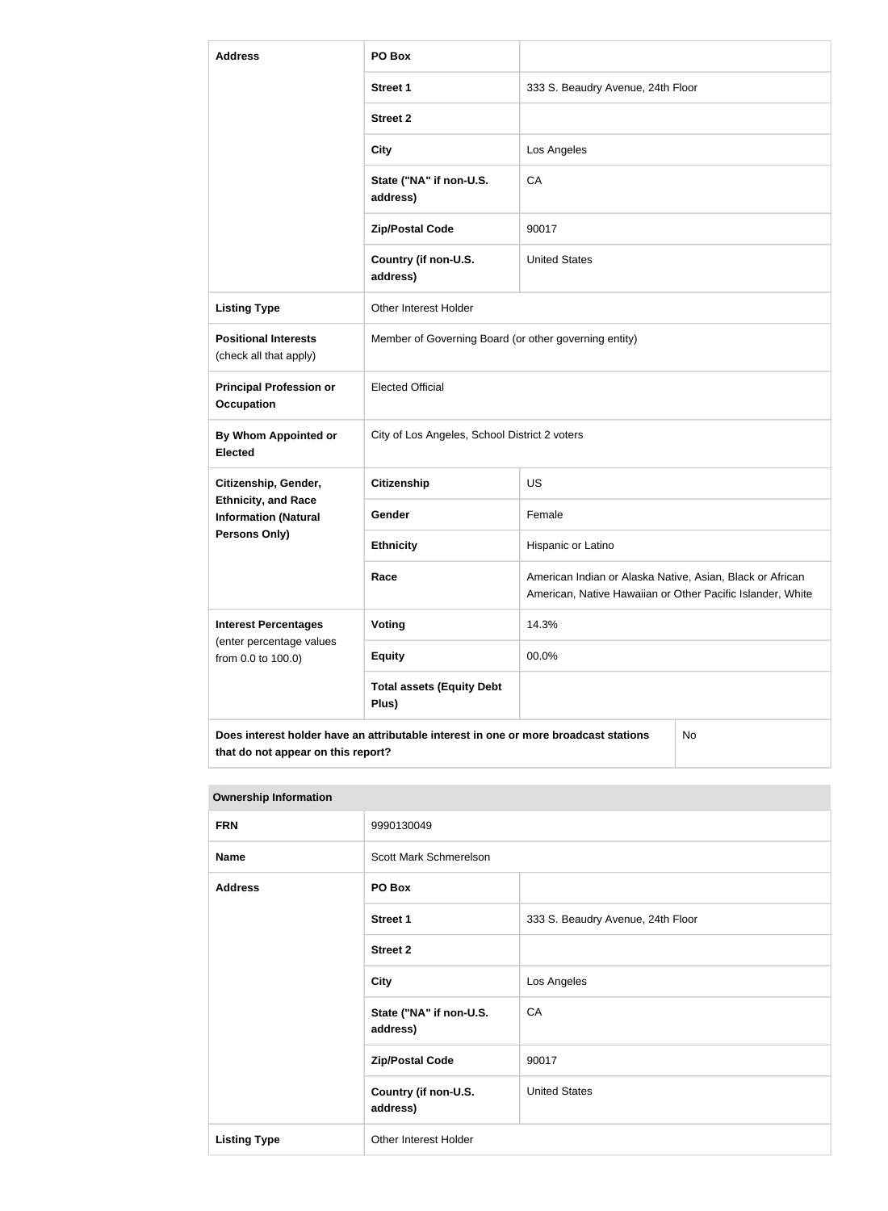| Address | PO Box | |
|---|---|---|
| | Street 1 | 333 S. Beaudry Avenue, 24th Floor |
| | Street 2 | |
| | City | Los Angeles |
| | State ("NA" if non-U.S. address) | CA |
| | Zip/Postal Code | 90017 |
| | Country (if non-U.S. address) | United States |
| Listing Type | Other Interest Holder | |
| Positional Interests (check all that apply) | Member of Governing Board (or other governing entity) | |
| Principal Profession or Occupation | Elected Official | |
| By Whom Appointed or Elected | City of Los Angeles, School District 2 voters | |
| Citizenship, Gender, Ethnicity, and Race Information (Natural Persons Only) | Citizenship | US |
| | Gender | Female |
| | Ethnicity | Hispanic or Latino |
| | Race | American Indian or Alaska Native, Asian, Black or African American, Native Hawaiian or Other Pacific Islander, White |
| Interest Percentages (enter percentage values from 0.0 to 100.0) | Voting | 14.3% |
| | Equity | 00.0% |
| | Total assets (Equity Debt Plus) | |
| Does interest holder have an attributable interest in one or more broadcast stations that do not appear on this report? | | No |

| Ownership Information | | |
|---|---|---|
| FRN | 9990130049 | |
| Name | Scott Mark Schmerelson | |
| Address | PO Box | |
| | Street 1 | 333 S. Beaudry Avenue, 24th Floor |
| | Street 2 | |
| | City | Los Angeles |
| | State ("NA" if non-U.S. address) | CA |
| | Zip/Postal Code | 90017 |
| | Country (if non-U.S. address) | United States |
| Listing Type | Other Interest Holder | |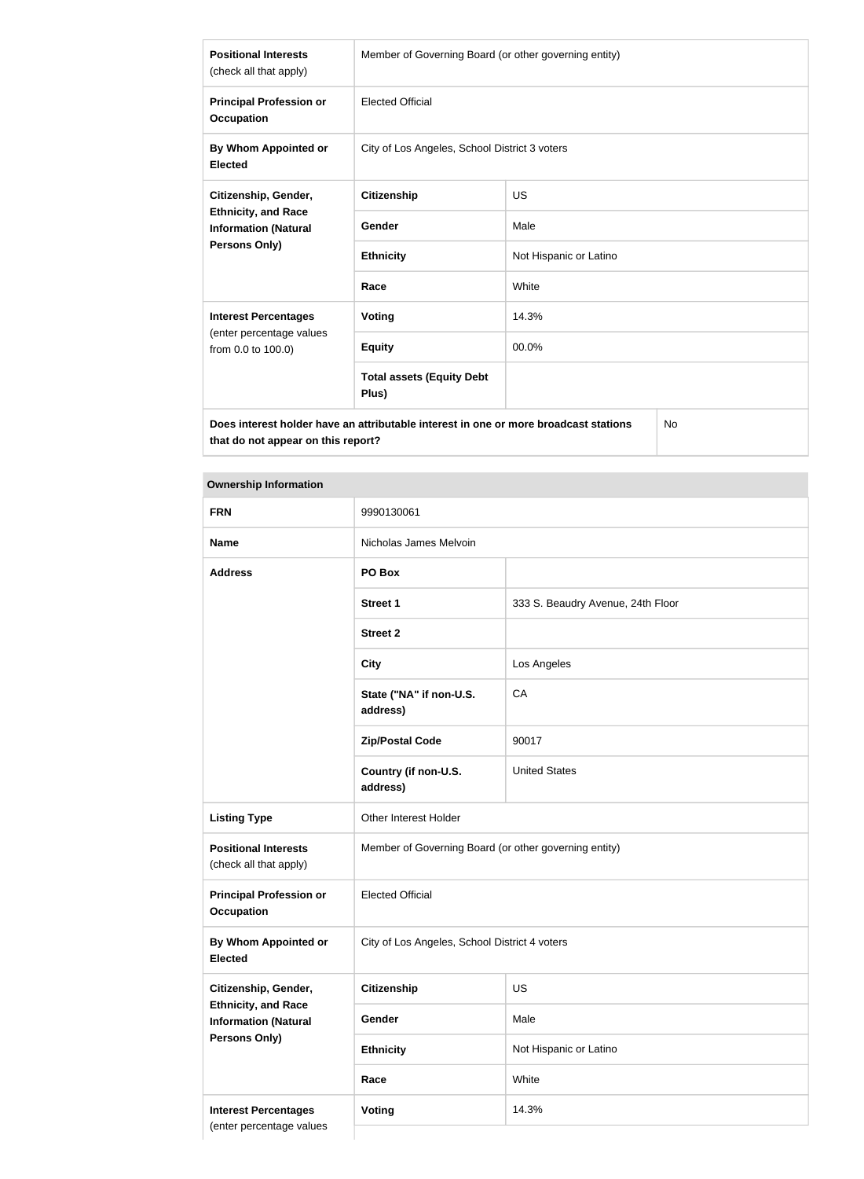| | | |
|---|---|---|
| **Positional Interests** (check all that apply) | Member of Governing Board (or other governing entity) | |
| **Principal Profession or Occupation** | Elected Official | |
| **By Whom Appointed or Elected** | City of Los Angeles, School District 3 voters | |
| **Citizenship, Gender, Ethnicity, and Race Information (Natural Persons Only)** | **Citizenship** | US |
| | **Gender** | Male |
| | **Ethnicity** | Not Hispanic or Latino |
| | **Race** | White |
| **Interest Percentages** (enter percentage values from 0.0 to 100.0) | **Voting** | 14.3% |
| | **Equity** | 00.0% |
| | **Total assets (Equity Debt Plus)** | |
| **Does interest holder have an attributable interest in one or more broadcast stations that do not appear on this report?** | | No |

| **Ownership Information** | | |
|---|---|---|
| **FRN** | 9990130061 | |
| **Name** | Nicholas James Melvoin | |
| **Address** | **PO Box** | |
| | **Street 1** | 333 S. Beaudry Avenue, 24th Floor |
| | **Street 2** | |
| | **City** | Los Angeles |
| | **State ("NA" if non-U.S. address)** | CA |
| | **Zip/Postal Code** | 90017 |
| | **Country (if non-U.S. address)** | United States |
| **Listing Type** | Other Interest Holder | |
| **Positional Interests** (check all that apply) | Member of Governing Board (or other governing entity) | |
| **Principal Profession or Occupation** | Elected Official | |
| **By Whom Appointed or Elected** | City of Los Angeles, School District 4 voters | |
| **Citizenship, Gender, Ethnicity, and Race Information (Natural Persons Only)** | **Citizenship** | US |
| | **Gender** | Male |
| | **Ethnicity** | Not Hispanic or Latino |
| | **Race** | White |
| **Interest Percentages** (enter percentage values | **Voting** | 14.3% |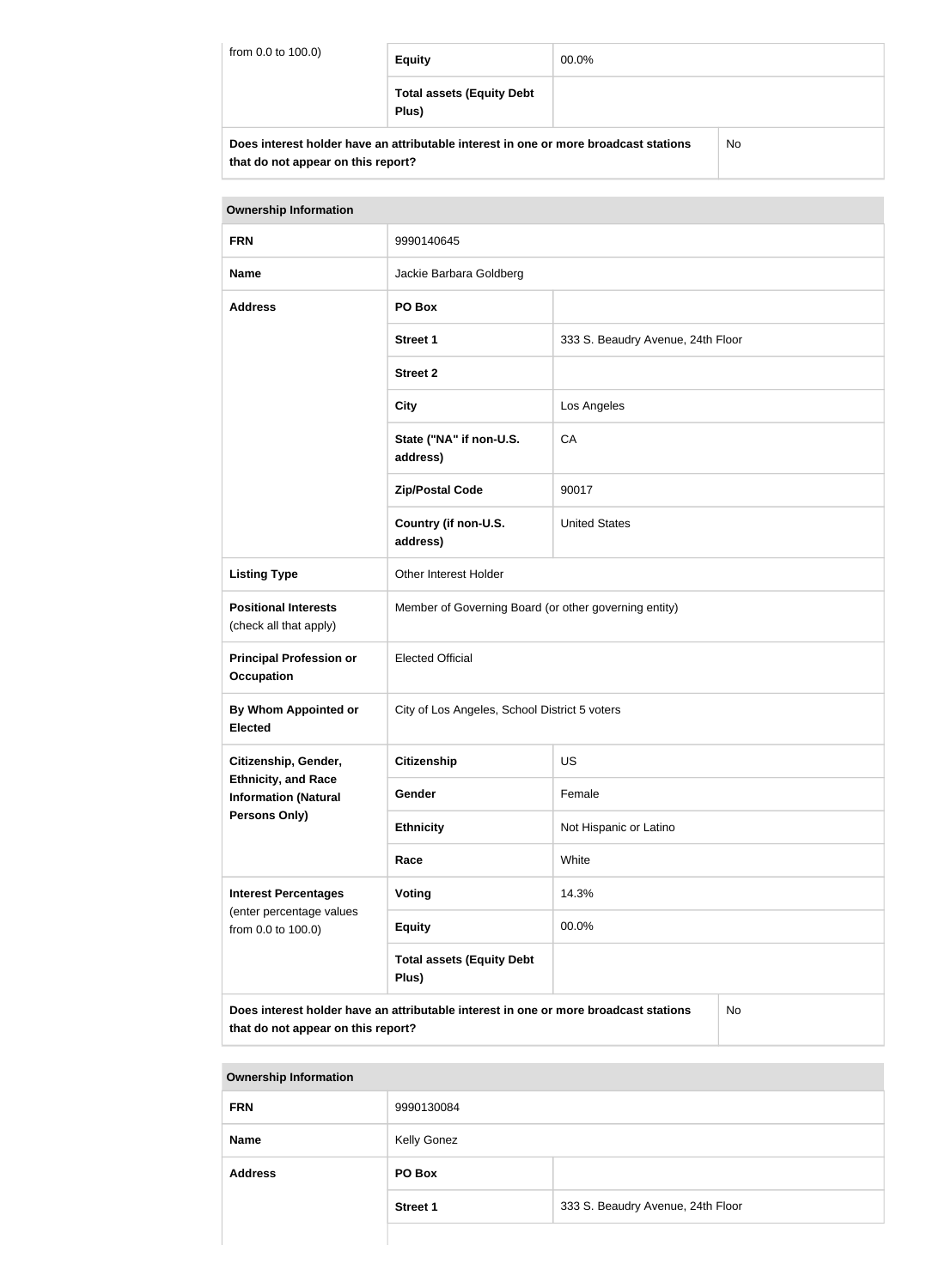| from 0.0 to 100.0) | Equity | 00.0% |
|---|---|---|
| | Total assets (Equity Debt Plus) | |

| Does interest holder have an attributable interest in one or more broadcast stations that do not appear on this report? | No |
|---|---|

**Ownership Information**

| FRN | 9990140645 | |
|---|---|---|
| Name | Jackie Barbara Goldberg | |
| Address | PO Box | |
| | Street 1 | 333 S. Beaudry Avenue, 24th Floor |
| | Street 2 | |
| | City | Los Angeles |
| | State ("NA" if non-U.S. address) | CA |
| | Zip/Postal Code | 90017 |
| | Country (if non-U.S. address) | United States |
| Listing Type | Other Interest Holder | |
| Positional Interests (check all that apply) | Member of Governing Board (or other governing entity) | |
| Principal Profession or Occupation | Elected Official | |
| By Whom Appointed or Elected | City of Los Angeles, School District 5 voters | |
| Citizenship, Gender, Ethnicity, and Race Information (Natural Persons Only) | Citizenship | US |
| | Gender | Female |
| | Ethnicity | Not Hispanic or Latino |
| | Race | White |
| Interest Percentages (enter percentage values from 0.0 to 100.0) | Voting | 14.3% |
| | Equity | 00.0% |
| | Total assets (Equity Debt Plus) | |

| Does interest holder have an attributable interest in one or more broadcast stations that do not appear on this report? | No |
|---|---|

**Ownership Information**

| FRN | 9990130084 | |
|---|---|---|
| Name | Kelly Gonez | |
| Address | PO Box | |
| | Street 1 | 333 S. Beaudry Avenue, 24th Floor |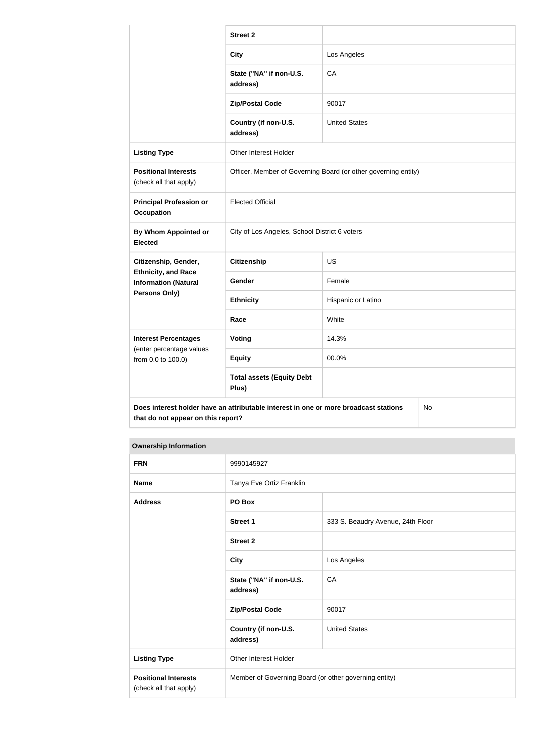| | | |
|---|---|---|
| | **Street 2** | |
| | **City** | Los Angeles |
| | **State ("NA" if non-U.S. address)** | CA |
| | **Zip/Postal Code** | 90017 |
| | **Country (if non-U.S. address)** | United States |
| **Listing Type** | Other Interest Holder | |
| **Positional Interests** (check all that apply) | Officer, Member of Governing Board (or other governing entity) | |
| **Principal Profession or Occupation** | Elected Official | |
| **By Whom Appointed or Elected** | City of Los Angeles, School District 6 voters | |
| **Citizenship, Gender, Ethnicity, and Race Information (Natural Persons Only)** | **Citizenship** | US |
| | **Gender** | Female |
| | **Ethnicity** | Hispanic or Latino |
| | **Race** | White |
| **Interest Percentages** (enter percentage values from 0.0 to 100.0) | **Voting** | 14.3% |
| | **Equity** | 00.0% |
| | **Total assets (Equity Debt Plus)** | |
| **Does interest holder have an attributable interest in one or more broadcast stations that do not appear on this report?** | | No |

| **Ownership Information** | | |
|---|---|---|
| **FRN** | 9990145927 | |
| **Name** | Tanya Eve Ortiz Franklin | |
| **Address** | **PO Box** | |
| | **Street 1** | 333 S. Beaudry Avenue, 24th Floor |
| | **Street 2** | |
| | **City** | Los Angeles |
| | **State ("NA" if non-U.S. address)** | CA |
| | **Zip/Postal Code** | 90017 |
| | **Country (if non-U.S. address)** | United States |
| **Listing Type** | Other Interest Holder | |
| **Positional Interests** (check all that apply) | Member of Governing Board (or other governing entity) | |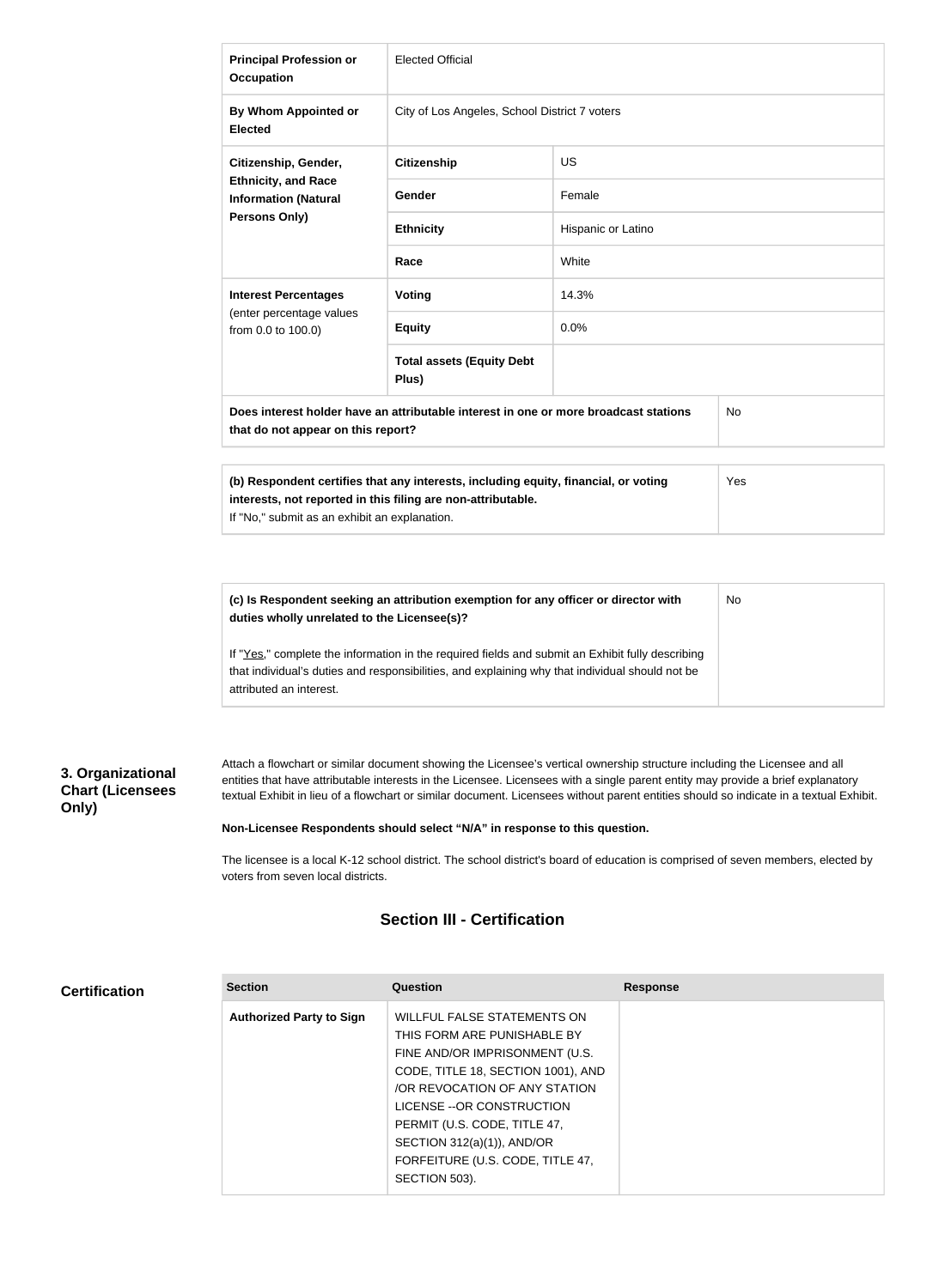| | | |
|---|---|---|
| **Principal Profession or Occupation** | Elected Official | |
| **By Whom Appointed or Elected** | City of Los Angeles, School District 7 voters | |
| **Citizenship, Gender, Ethnicity, and Race Information (Natural Persons Only)** | **Citizenship** | US |
| | **Gender** | Female |
| | **Ethnicity** | Hispanic or Latino |
| | **Race** | White |
| **Interest Percentages** (enter percentage values from 0.0 to 100.0) | **Voting** | 14.3% |
| | **Equity** | 0.0% |
| | **Total assets (Equity Debt Plus)** | |
| **Does interest holder have an attributable interest in one or more broadcast stations that do not appear on this report?** | | No |

| | |
|---|---|
| **(b) Respondent certifies that any interests, including equity, financial, or voting interests, not reported in this filing are non-attributable.** If "No," submit as an exhibit an explanation. | Yes |

| | |
|---|---|
| **(c) Is Respondent seeking an attribution exemption for any officer or director with duties wholly unrelated to the Licensee(s)?** If "Yes," complete the information in the required fields and submit an Exhibit fully describing that individual's duties and responsibilities, and explaining why that individual should not be attributed an interest. | No |

### 3. Organizational Chart (Licensees Only)

Attach a flowchart or similar document showing the Licensee's vertical ownership structure including the Licensee and all entities that have attributable interests in the Licensee. Licensees with a single parent entity may provide a brief explanatory textual Exhibit in lieu of a flowchart or similar document. Licensees without parent entities should so indicate in a textual Exhibit.

**Non-Licensee Respondents should select "N/A" in response to this question.**

The licensee is a local K-12 school district. The school district's board of education is comprised of seven members, elected by voters from seven local districts.

## Section III - Certification

### Certification

| Section | Question | Response |
|---|---|---|
| **Authorized Party to Sign** | WILLFUL FALSE STATEMENTS ON THIS FORM ARE PUNISHABLE BY FINE AND/OR IMPRISONMENT (U.S. CODE, TITLE 18, SECTION 1001), AND /OR REVOCATION OF ANY STATION LICENSE --OR CONSTRUCTION PERMIT (U.S. CODE, TITLE 47, SECTION 312(a)(1)), AND/OR FORFEITURE (U.S. CODE, TITLE 47, SECTION 503). | |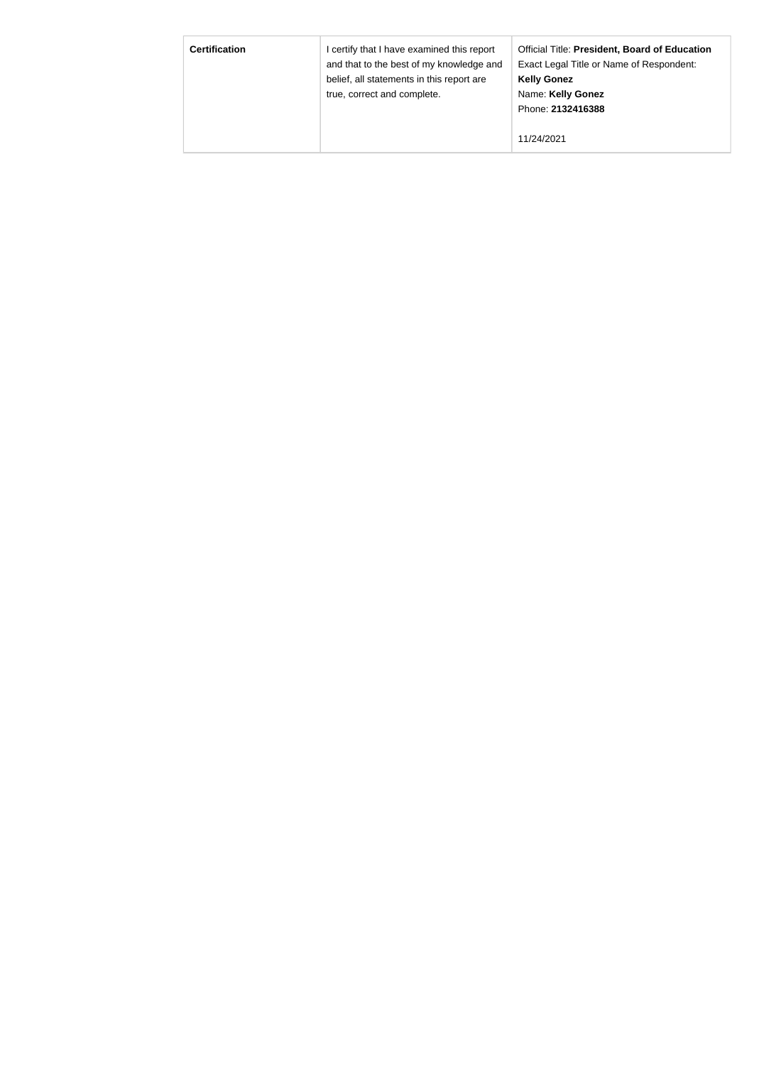| | | |
|---|---|---|
| **Certification** | I certify that I have examined this report and that to the best of my knowledge and belief, all statements in this report are true, correct and complete. | Official Title: **President, Board of Education**<br>Exact Legal Title or Name of Respondent: **Kelly Gonez**<br>Name: **Kelly Gonez**<br>Phone: **2132416388**<br><br>11/24/2021 |